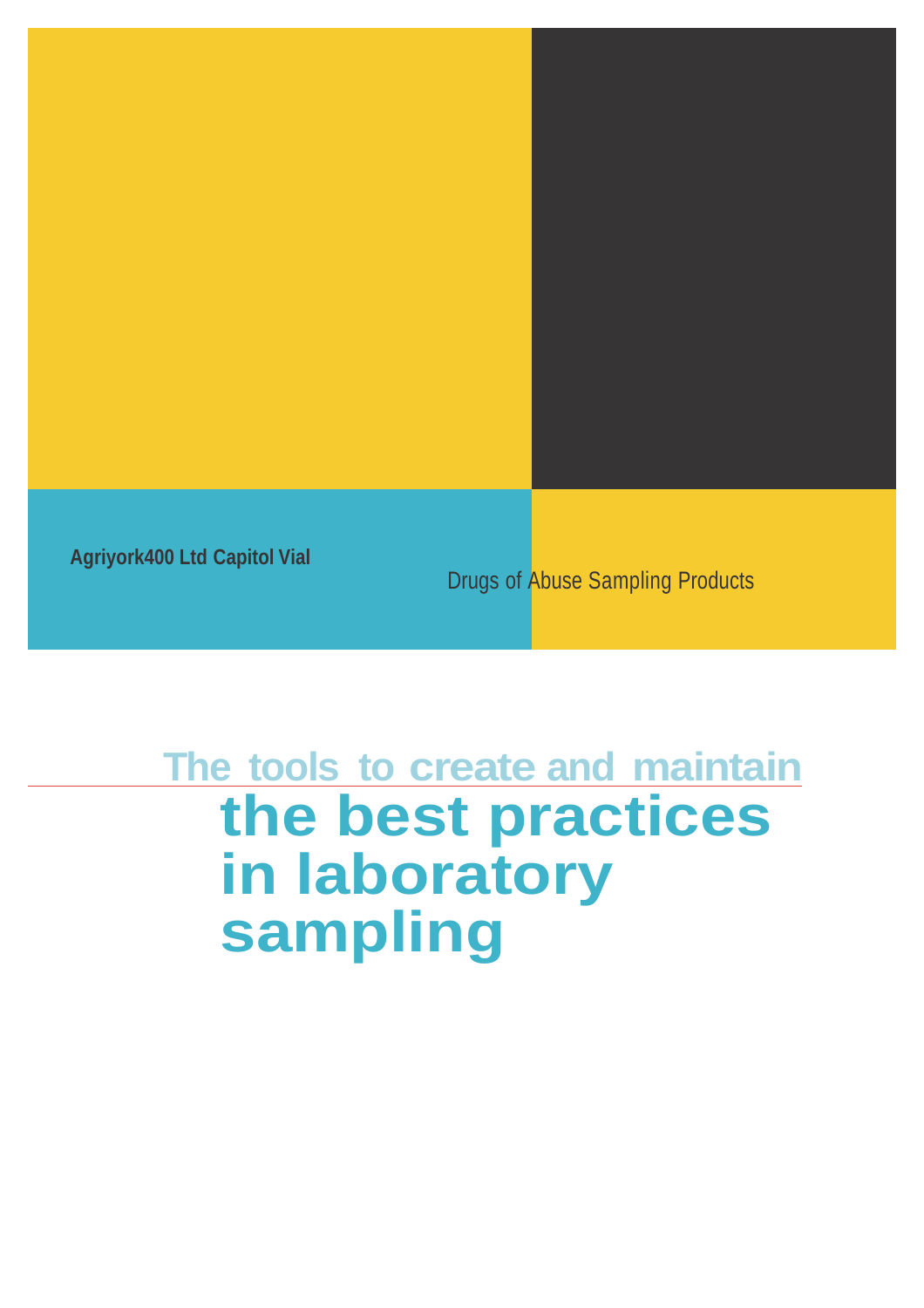**Agriyork400 Ltd Capitol Vial**

Drugs of Abuse Sampling Products

The tools to create and maintain

# the best practices in laboratory sampling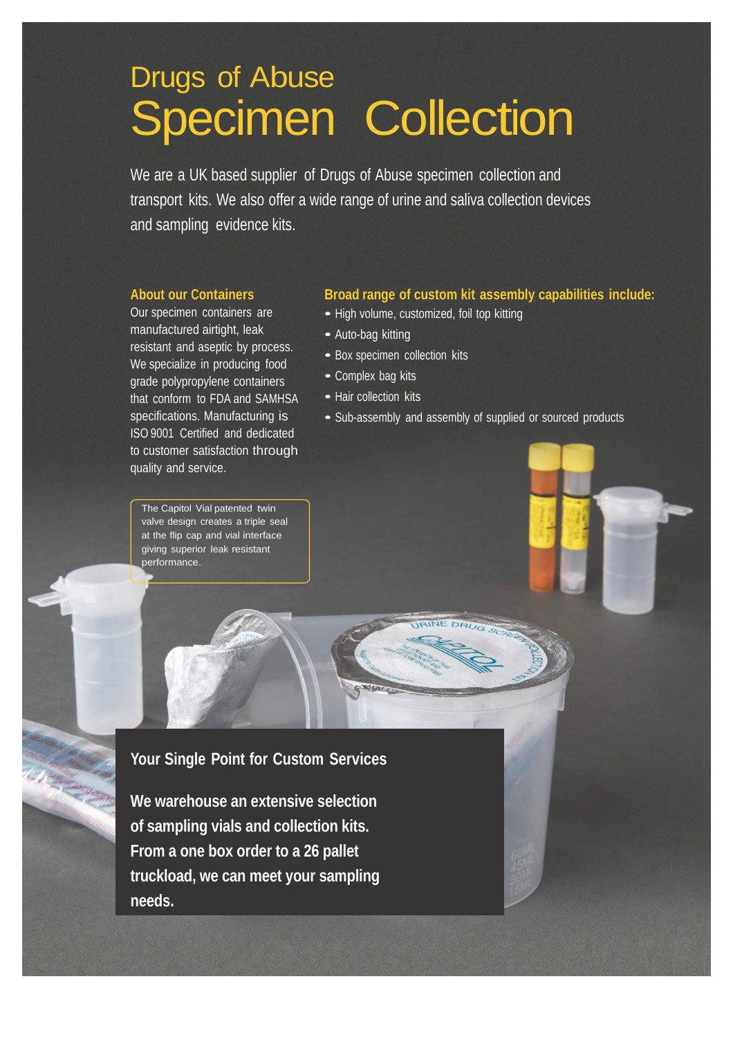# Drugs of Abuse Specimen Collection

We are a UK based supplier of Drugs of Abuse specimen collection and transport kits. We also offer a wide range of urine and saliva collection devices and sampling evidence kits.

### About our Containers

Our specimen containers are manufactured airtight, leak resistant and aseptic by process. We specialize in producing food grade polypropylene containers that conform to FDA and SAMHSA specifications. Manufacturing is ISO 9001 Certified and dedicated to customer satisfaction through quality and service.

### Broad range of custom kit assembly capabilities include:

- High volume, customized, foil top kitting
- Auto-bag kitting
- Box specimen collection kits
- Complex bag kits
- Hair collection kits
- Sub-assembly and assembly of supplied or sourced products

The Capitol Vial patented twin valve design creates a triple seal at the flip cap and vial interface giving superior leak resistant performance.

### Your Single Point for Custom Services

**We warehouse an extensive selection of sampling vials and collection kits. From a one box order to a 26 pallet truckload, we can meet your sampling needs.**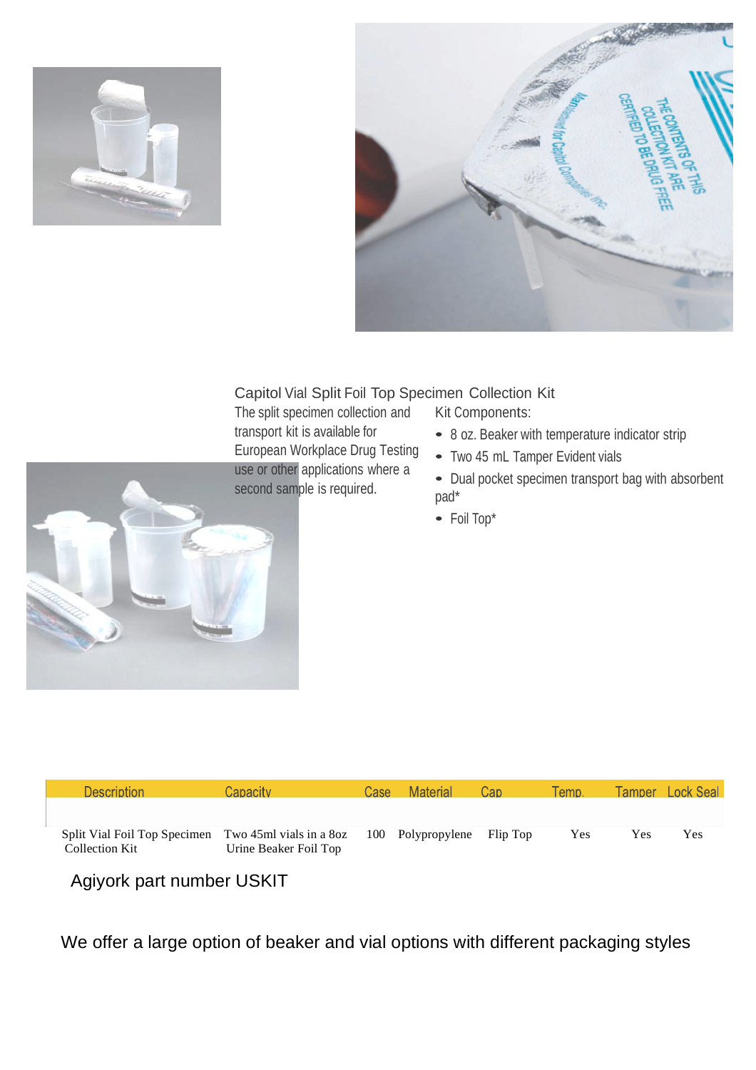## Capitol Vial Split Foil Top Specimen Collection Kit

The split specimen collection and transport kit is available for European Workplace Drug Testing use or other applications where a second sample is required.

Kit Components:

- 8 oz. Beaker with temperature indicator strip
- Two 45 mL Tamper Evident vials
- Dual pocket specimen transport bag with absorbent pad*
- Foil Top*

| Description | Capacity | Case | Material | Cap | Temp. | Tamper | Lock Seal |
|---|---|---|---|---|---|---|---|
| Split Vial Foil Top Specimen Collection Kit | Two 45ml vials in a 8oz Urine Beaker Foil Top | 100 | Polypropylene | Flip Top | Yes | Yes | Yes |

Agiyork part number USKIT

We offer a large option of beaker and vial options with different packaging styles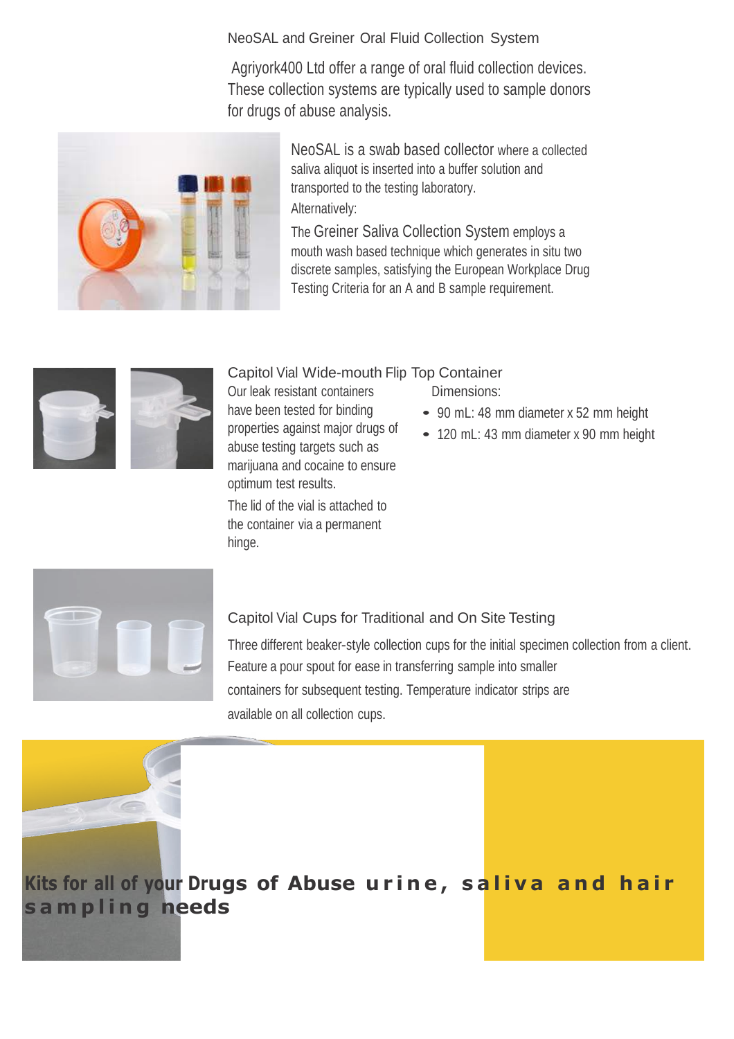## NeoSAL and Greiner Oral Fluid Collection System

Agriyork400 Ltd offer a range of oral fluid collection devices. These collection systems are typically used to sample donors for drugs of abuse analysis.

NeoSAL is a swab based collector where a collected saliva aliquot is inserted into a buffer solution and transported to the testing laboratory.

Alternatively:

The Greiner Saliva Collection System employs a mouth wash based technique which generates in situ two discrete samples, satisfying the European Workplace Drug Testing Criteria for an A and B sample requirement.

## Capitol Vial Wide-mouth Flip Top Container

Our leak resistant containers have been tested for binding properties against major drugs of abuse testing targets such as marijuana and cocaine to ensure optimum test results.

The lid of the vial is attached to the container via a permanent hinge.

Dimensions:

- 90 mL: 48 mm diameter x 52 mm height
- 120 mL: 43 mm diameter x 90 mm height

## Capitol Vial Cups for Traditional and On Site Testing

Three different beaker-style collection cups for the initial specimen collection from a client. Feature a pour spout for ease in transferring sample into smaller containers for subsequent testing. Temperature indicator strips are available on all collection cups.

**Kits for all of your Drugs of Abuse urine, saliva and hair sampling needs**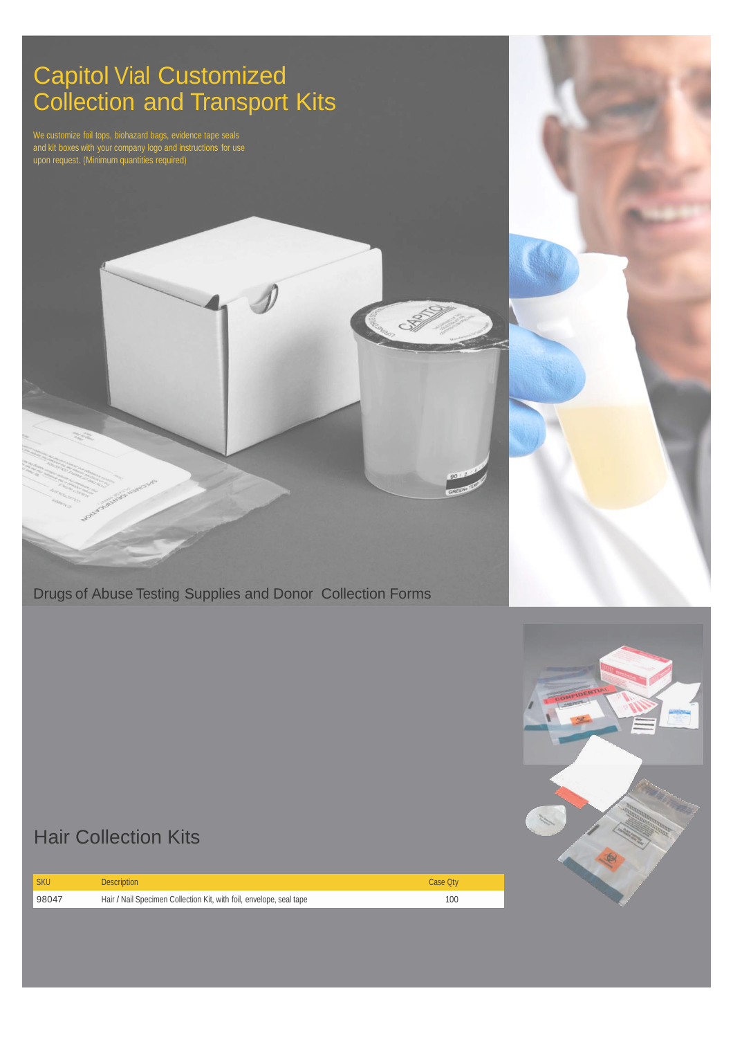# Capitol Vial Customized Collection and Transport Kits

We customize foil tops, biohazard bags, evidence tape seals and kit boxes with your company logo and instructions for use upon request. (Minimum quantities required)

## Drugs of Abuse Testing Supplies and Donor Collection Forms

## Hair Collection Kits

| SKU | Description | Case Qty |
|---|---|---|
| 98047 | Hair / Nail Specimen Collection Kit, with foil, envelope, seal tape | 100 |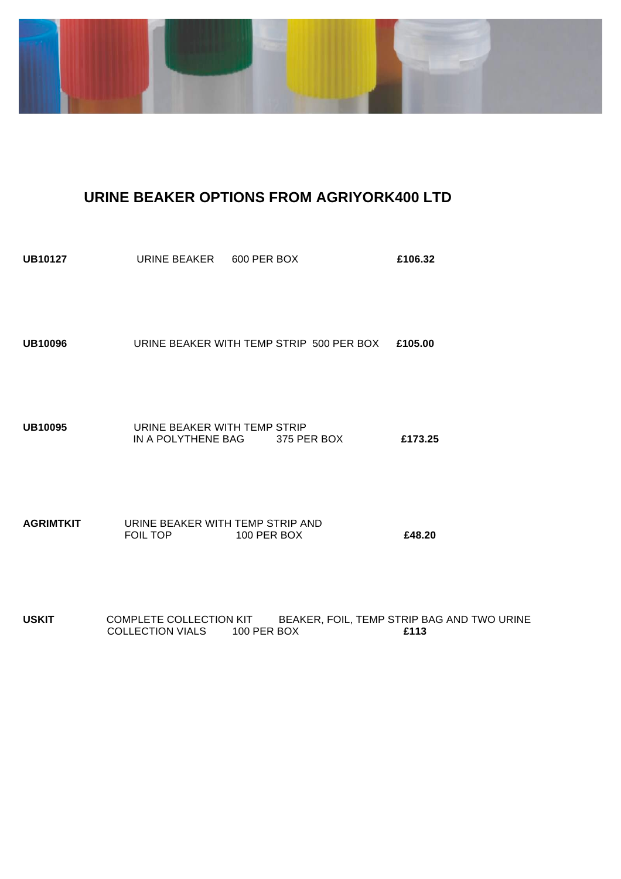## URINE BEAKER OPTIONS FROM AGRIYORK400 LTD

**UB10127** URINE BEAKER 600 PER BOX **£106.32**

**UB10096** URINE BEAKER WITH TEMP STRIP 500 PER BOX **£105.00**

**UB10095** URINE BEAKER WITH TEMP STRIP IN A POLYTHENE BAG 375 PER BOX **£173.25**

**AGRIMTKIT** URINE BEAKER WITH TEMP STRIP AND FOIL TOP 100 PER BOX **£48.20**

**USKIT** COMPLETE COLLECTION KIT BEAKER, FOIL, TEMP STRIP BAG AND TWO URINE COLLECTION VIALS 100 PER BOX **£113**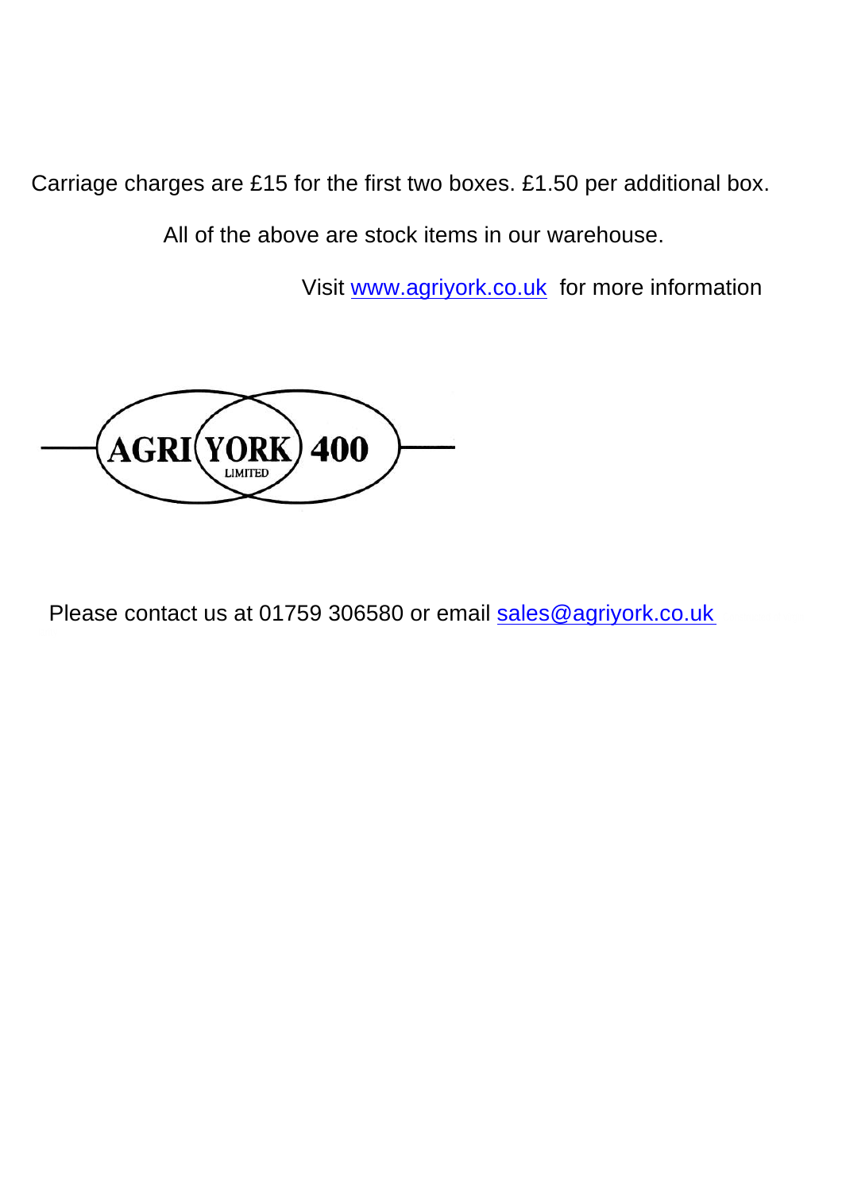Carriage charges are £15 for the first two boxes. £1.50 per additional box.

All of the above are stock items in our warehouse.

Visit www.agriyork.co.uk for more information

AGRI YORK 400 LIMITED

Please contact us at 01759 306580 or email sales@agriyork.co.uk